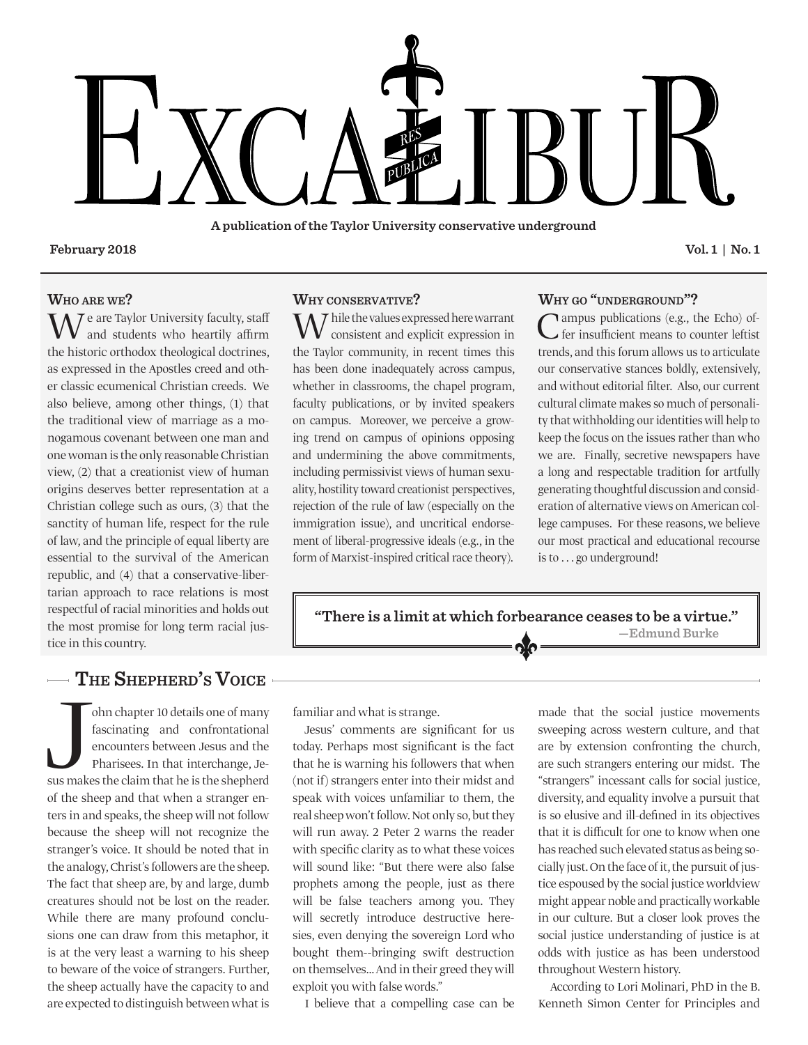# EXCALIBUR

RES PUBLICA

**A publication of the Taylor University conservative underground**

**February 2018** **Vol. 1 | No. 1**

### Who are we?

We are Taylor University faculty, staff and students who heartily affirm the historic orthodox theological doctrines, as expressed in the Apostles creed and other classic ecumenical Christian creeds. We also believe, among other things, (1) that the traditional view of marriage as a monogamous covenant between one man and one woman is the only reasonable Christian view, (2) that a creationist view of human origins deserves better representation at a Christian college such as ours, (3) that the sanctity of human life, respect for the rule of law, and the principle of equal liberty are essential to the survival of the American republic, and (4) that a conservative-libertarian approach to race relations is most respectful of racial minorities and holds out the most promise for long term racial justice in this country.

### Why conservative?

While the values expressed here warrant consistent and explicit expression in the Taylor community, in recent times this has been done inadequately across campus, whether in classrooms, the chapel program, faculty publications, or by invited speakers on campus. Moreover, we perceive a growing trend on campus of opinions opposing and undermining the above commitments, including permissivist views of human sexuality, hostility toward creationist perspectives, rejection of the rule of law (especially on the immigration issue), and uncritical endorsement of liberal-progressive ideals (e.g., in the form of Marxist-inspired critical race theory).

### Why go "underground"?

Campus publications (e.g., the Echo) offer insufficient means to counter leftist trends, and this forum allows us to articulate our conservative stances boldly, extensively, and without editorial filter. Also, our current cultural climate makes so much of personality that withholding our identities will help to keep the focus on the issues rather than who we are. Finally, secretive newspapers have a long and respectable tradition for artfully generating thoughtful discussion and consideration of alternative views on American college campuses. For these reasons, we believe our most practical and educational recourse is to . . . go underground!

> **"There is a limit at which forbearance ceases to be a virtue."**
> —Edmund Burke

## The Shepherd's Voice

John chapter 10 details one of many fascinating and confrontational encounters between Jesus and the Pharisees. In that interchange, Jesus makes the claim that he is the shepherd of the sheep and that when a stranger enters in and speaks, the sheep will not follow because the sheep will not recognize the stranger's voice. It should be noted that in the analogy, Christ's followers are the sheep. The fact that sheep are, by and large, dumb creatures should not be lost on the reader. While there are many profound conclusions one can draw from this metaphor, it is at the very least a warning to his sheep to beware of the voice of strangers. Further, the sheep actually have the capacity to and are expected to distinguish between what is familiar and what is strange.

Jesus' comments are significant for us today. Perhaps most significant is the fact that he is warning his followers that when (not if) strangers enter into their midst and speak with voices unfamiliar to them, the real sheep won't follow. Not only so, but they will run away. 2 Peter 2 warns the reader with specific clarity as to what these voices will sound like: "But there were also false prophets among the people, just as there will be false teachers among you. They will secretly introduce destructive heresies, even denying the sovereign Lord who bought them--bringing swift destruction on themselves... And in their greed they will exploit you with false words."

I believe that a compelling case can be made that the social justice movements sweeping across western culture, and that are by extension confronting the church, are such strangers entering our midst. The "strangers" incessant calls for social justice, diversity, and equality involve a pursuit that is so elusive and ill-defined in its objectives that it is difficult for one to know when one has reached such elevated status as being socially just. On the face of it, the pursuit of justice espoused by the social justice worldview might appear noble and practically workable in our culture. But a closer look proves the social justice understanding of justice is at odds with justice as has been understood throughout Western history.

According to Lori Molinari, PhD in the B. Kenneth Simon Center for Principles and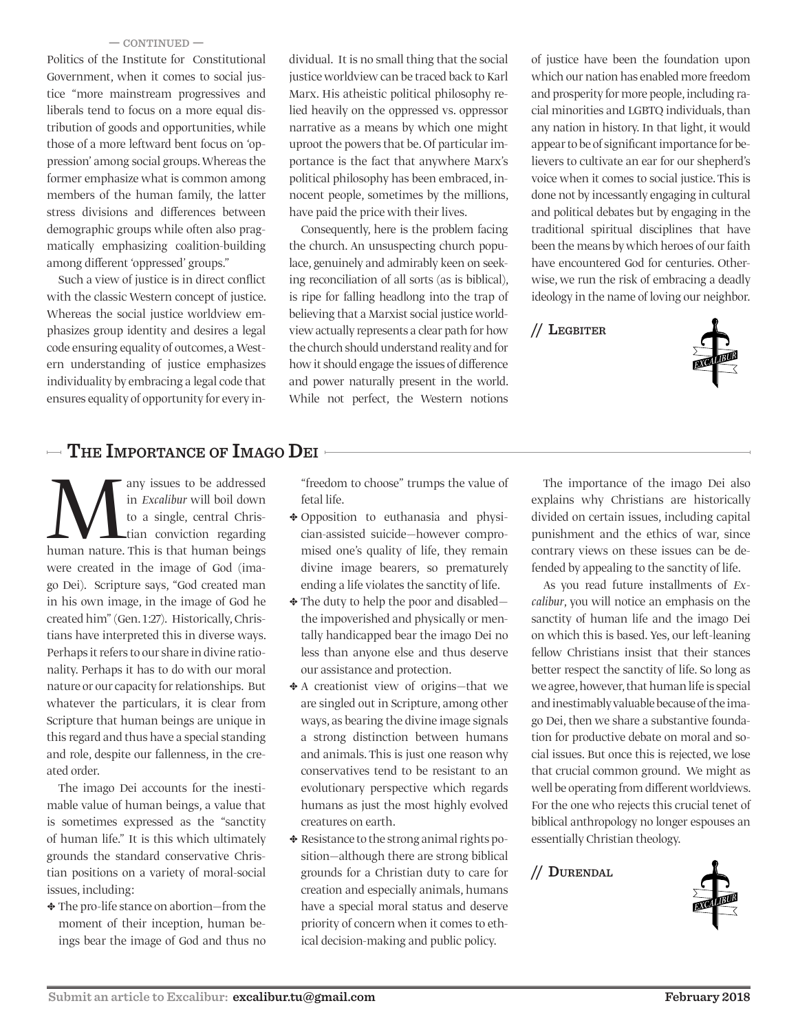— CONTINUED —

Politics of the Institute for Constitutional Government, when it comes to social justice "more mainstream progressives and liberals tend to focus on a more equal distribution of goods and opportunities, while those of a more leftward bent focus on 'oppression' among social groups. Whereas the former emphasize what is common among members of the human family, the latter stress divisions and differences between demographic groups while often also pragmatically emphasizing coalition-building among different 'oppressed' groups."

Such a view of justice is in direct conflict with the classic Western concept of justice. Whereas the social justice worldview emphasizes group identity and desires a legal code ensuring equality of outcomes, a Western understanding of justice emphasizes individuality by embracing a legal code that ensures equality of opportunity for every individual. It is no small thing that the social justice worldview can be traced back to Karl Marx. His atheistic political philosophy relied heavily on the oppressed vs. oppressor narrative as a means by which one might uproot the powers that be. Of particular importance is the fact that anywhere Marx's political philosophy has been embraced, innocent people, sometimes by the millions, have paid the price with their lives.

Consequently, here is the problem facing the church. An unsuspecting church populace, genuinely and admirably keen on seeking reconciliation of all sorts (as is biblical), is ripe for falling headlong into the trap of believing that a Marxist social justice worldview actually represents a clear path for how the church should understand reality and for how it should engage the issues of difference and power naturally present in the world. While not perfect, the Western notions of justice have been the foundation upon which our nation has enabled more freedom and prosperity for more people, including racial minorities and LGBTQ individuals, than any nation in history. In that light, it would appear to be of significant importance for believers to cultivate an ear for our shepherd's voice when it comes to social justice. This is done not by incessantly engaging in cultural and political debates but by engaging in the traditional spiritual disciplines that have been the means by which heroes of our faith have encountered God for centuries. Otherwise, we run the risk of embracing a deadly ideology in the name of loving our neighbor.

**// Legbiter**

## The Importance of Imago Dei

Many issues to be addressed in *Excalibur* will boil down to a single, central Christian conviction regarding human nature. This is that human beings were created in the image of God (imago Dei). Scripture says, "God created man in his own image, in the image of God he created him" (Gen. 1:27). Historically, Christians have interpreted this in diverse ways. Perhaps it refers to our share in divine rationality. Perhaps it has to do with our moral nature or our capacity for relationships. But whatever the particulars, it is clear from Scripture that human beings are unique in this regard and thus have a special standing and role, despite our fallenness, in the created order.

The imago Dei accounts for the inestimable value of human beings, a value that is sometimes expressed as the "sanctity of human life." It is this which ultimately grounds the standard conservative Christian positions on a variety of moral-social issues, including:

- The pro-life stance on abortion—from the moment of their inception, human beings bear the image of God and thus no "freedom to choose" trumps the value of fetal life.
- Opposition to euthanasia and physician-assisted suicide—however compromised one's quality of life, they remain divine image bearers, so prematurely ending a life violates the sanctity of life.
- The duty to help the poor and disabled—the impoverished and physically or mentally handicapped bear the imago Dei no less than anyone else and thus deserve our assistance and protection.
- A creationist view of origins—that we are singled out in Scripture, among other ways, as bearing the divine image signals a strong distinction between humans and animals. This is just one reason why conservatives tend to be resistant to an evolutionary perspective which regards humans as just the most highly evolved creatures on earth.
- Resistance to the strong animal rights position—although there are strong biblical grounds for a Christian duty to care for creation and especially animals, humans have a special moral status and deserve priority of concern when it comes to ethical decision-making and public policy.

The importance of the imago Dei also explains why Christians are historically divided on certain issues, including capital punishment and the ethics of war, since contrary views on these issues can be defended by appealing to the sanctity of life.

As you read future installments of *Excalibur*, you will notice an emphasis on the sanctity of human life and the imago Dei on which this is based. Yes, our left-leaning fellow Christians insist that their stances better respect the sanctity of life. So long as we agree, however, that human life is special and inestimably valuable because of the imago Dei, then we share a substantive foundation for productive debate on moral and social issues. But once this is rejected, we lose that crucial common ground. We might as well be operating from different worldviews. For the one who rejects this crucial tenet of biblical anthropology no longer espouses an essentially Christian theology.

**// Durendal**